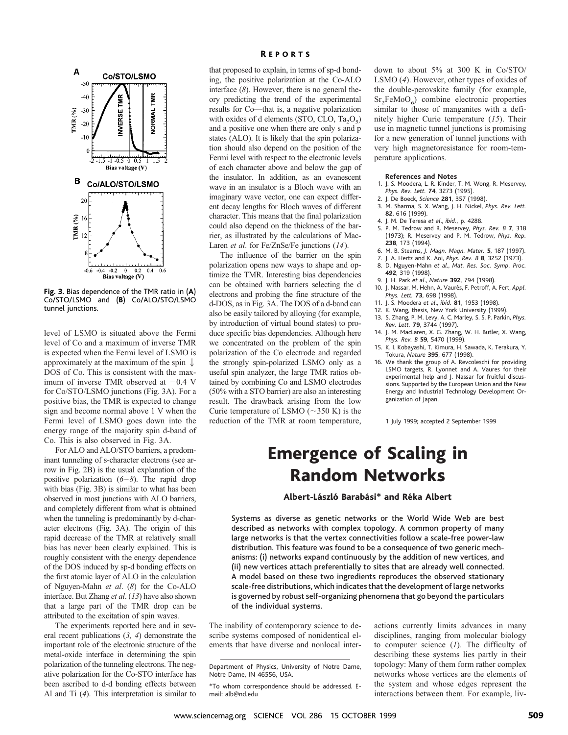**Fig. 3.** Bias dependence of the TMR ratio in (**A**) Co/STO/LSMO and (**B**) Co/ALO/STO/LSMO tunnel junctions.

level of LSMO is situated above the Fermi level of Co and a maximum of inverse TMR is expected when the Fermi level of LSMO is approximately at the maximum of the spin ↓ DOS of Co. This is consistent with the maximum of inverse TMR observed at −0.4 V for Co/STO/LSMO junctions (Fig. 3A). For a positive bias, the TMR is expected to change sign and become normal above 1 V when the Fermi level of LSMO goes down into the energy range of the majority spin d-band of Co. This is also observed in Fig. 3A.

For ALO and ALO/STO barriers, a predominant tunneling of s-character electrons (see arrow in Fig. 2B) is the usual explanation of the positive polarization (*6–8*). The rapid drop with bias (Fig. 3B) is similar to what has been observed in most junctions with ALO barriers, and completely different from what is obtained when the tunneling is predominantly by d-character electrons (Fig. 3A). The origin of this rapid decrease of the TMR at relatively small bias has never been clearly explained. This is roughly consistent with the energy dependence of the DOS induced by sp-d bonding effects on the first atomic layer of ALO in the calculation of Nguyen-Mahn *et al*. (*8*) for the Co-ALO interface. But Zhang *et al*. (*13*) have also shown that a large part of the TMR drop can be attributed to the excitation of spin waves.

The experiments reported here and in several recent publications (*3, 4*) demonstrate the important role of the electronic structure of the metal-oxide interface in determining the spin polarization of the tunneling electrons. The negative polarization for the Co-STO interface has been ascribed to d-d bonding effects between Al and Ti (*4*). This interpretation is similar to that proposed to explain, in terms of sp-d bonding, the positive polarization at the Co-ALO interface (*8*). However, there is no general theory predicting the trend of the experimental results for Co—that is, a negative polarization with oxides of d elements (STO, CLO, $Ta_2O_5$) and a positive one when there are only s and p states (ALO). It is likely that the spin polarization should also depend on the position of the Fermi level with respect to the electronic levels of each character above and below the gap of the insulator. In addition, as an evanescent wave in an insulator is a Bloch wave with an imaginary wave vector, one can expect different decay lengths for Bloch waves of different character. This means that the final polarization could also depend on the thickness of the barrier, as illustrated by the calculations of MacLaren *et al*. for Fe/ZnSe/Fe junctions (*14*).

The influence of the barrier on the spin polarization opens new ways to shape and optimize the TMR. Interesting bias dependencies can be obtained with barriers selecting the d electrons and probing the fine structure of the d-DOS, as in Fig. 3A. The DOS of a d-band can also be easily tailored by alloying (for example, by introduction of virtual bound states) to produce specific bias dependencies. Although here we concentrated on the problem of the spin polarization of the Co electrode and regarded the strongly spin-polarized LSMO only as a useful spin analyzer, the large TMR ratios obtained by combining Co and LSMO electrodes (50% with a STO barrier) are also an interesting result. The drawback arising from the low Curie temperature of LSMO (~350 K) is the reduction of the TMR at room temperature, down to about 5% at 300 K in Co/STO/LSMO (*4*). However, other types of oxides of the double-perovskite family (for example, $Sr_2FeMoO_6$) combine electronic properties similar to those of manganites with a definitely higher Curie temperature (*15*). Their use in magnetic tunnel junctions is promising for a new generation of tunnel junctions with very high magnetoresistance for room-temperature applications.

### References and Notes

1. J. S. Moodera, L. R. Kinder, T. M. Wong, R. Meservey, *Phys. Rev. Lett.* **74**, 3273 (1995).
2. J. De Boeck, *Science* **281**, 357 (1998).
3. M. Sharma, S. X. Wang, J. H. Nickel, *Phys. Rev. Lett.* **82**, 616 (1999).
4. J. M. De Teresa *et al*., *ibid.*, p. 4288.
5. P. M. Tedrow and R. Meservey, *Phys. Rev. B* **7**, 318 (1973); R. Meservey and P. M. Tedrow, *Phys. Rep.* **238**, 173 (1994).
6. M. B. Stearns, *J. Magn. Magn. Mater.* **5**, 187 (1997).
7. J. A. Hertz and K. Aoi, *Phys. Rev. B* **8**, 3252 (1973).
8. D. Nguyen-Mahn *et al*., *Mat. Res. Soc. Symp. Proc.* **492**, 319 (1998).
9. J. H. Park *et al*., *Nature* **392**, 794 (1998).
10. J. Nassar, M. Hehn, A. Vaurès, F. Petroff, A. Fert, *Appl. Phys. Lett.* **73**, 698 (1998).
11. J. S. Moodera *et al*., *ibid.* **81**, 1953 (1998).
12. K. Wang, thesis, New York University (1999).
13. S. Zhang, P. M. Levy, A. C. Marley, S. S. P. Parkin, *Phys. Rev. Lett.* **79**, 3744 (1997).
14. J. M. MacLaren, X. G. Zhang, W. H. Butler, X. Wang, *Phys. Rev. B* **59**, 5470 (1999).
15. K. I. Kobayashi, T. Kimura, H. Sawada, K. Terakura, Y. Tokura, *Nature* **395**, 677 (1998).
16. We thank the group of A. Revcoleschi for providing LSMO targets, R. Lyonnet and A. Vaures for their experimental help and J. Nassar for fruitful discussions. Supported by the European Union and the New Energy and Industrial Technology Development Organization of Japan.

1 July 1999; accepted 2 September 1999

# Emergence of Scaling in Random Networks

**Albert-László Barabási* and Réka Albert**

Systems as diverse as genetic networks or the World Wide Web are best described as networks with complex topology. A common property of many large networks is that the vertex connectivities follow a scale-free power-law distribution. This feature was found to be a consequence of two generic mechanisms: (i) networks expand continuously by the addition of new vertices, and (ii) new vertices attach preferentially to sites that are already well connected. A model based on these two ingredients reproduces the observed stationary scale-free distributions, which indicates that the development of large networks is governed by robust self-organizing phenomena that go beyond the particulars of the individual systems.

The inability of contemporary science to describe systems composed of nonidentical elements that have diverse and nonlocal interactions currently limits advances in many disciplines, ranging from molecular biology to computer science (*1*). The difficulty of describing these systems lies partly in their topology: Many of them form rather complex networks whose vertices are the elements of the system and whose edges represent the interactions between them. For example, liv-

Department of Physics, University of Notre Dame, Notre Dame, IN 46556, USA.

*To whom correspondence should be addressed. E-mail: alb@nd.edu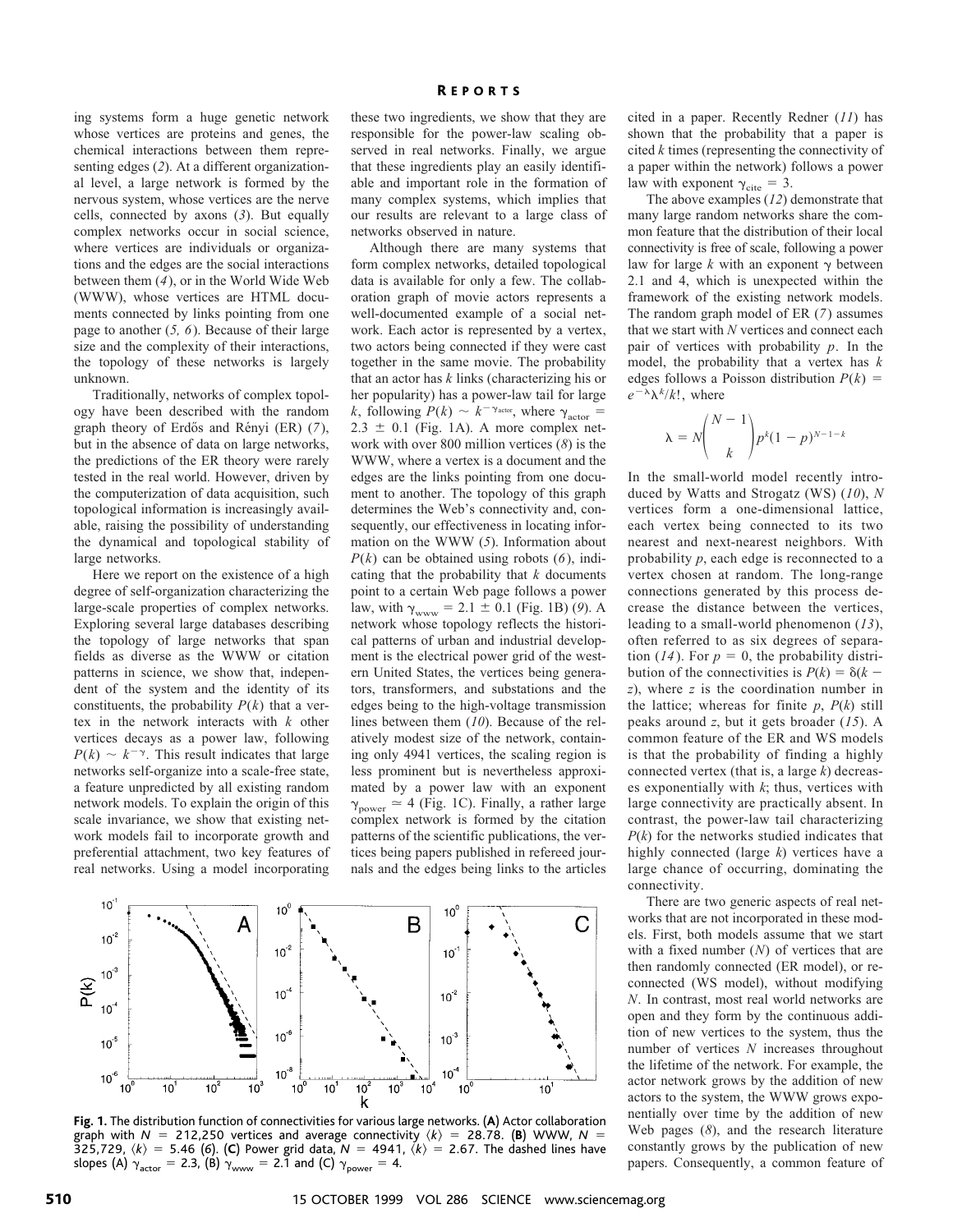ing systems form a huge genetic network whose vertices are proteins and genes, the chemical interactions between them representing edges (2). At a different organizational level, a large network is formed by the nervous system, whose vertices are the nerve cells, connected by axons (3). But equally complex networks occur in social science, where vertices are individuals or organizations and the edges are the social interactions between them (4), or in the World Wide Web (WWW), whose vertices are HTML documents connected by links pointing from one page to another (5, 6). Because of their large size and the complexity of their interactions, the topology of these networks is largely unknown.

Traditionally, networks of complex topology have been described with the random graph theory of Erdős and Rényi (ER) (7), but in the absence of data on large networks, the predictions of the ER theory were rarely tested in the real world. However, driven by the computerization of data acquisition, such topological information is increasingly available, raising the possibility of understanding the dynamical and topological stability of large networks.

Here we report on the existence of a high degree of self-organization characterizing the large-scale properties of complex networks. Exploring several large databases describing the topology of large networks that span fields as diverse as the WWW or citation patterns in science, we show that, independent of the system and the identity of its constituents, the probability $P(k)$ that a vertex in the network interacts with $k$ other vertices decays as a power law, following $P(k) \sim k^{-\gamma}$. This result indicates that large networks self-organize into a scale-free state, a feature unpredicted by all existing random network models. To explain the origin of this scale invariance, we show that existing network models fail to incorporate growth and preferential attachment, two key features of real networks. Using a model incorporating these two ingredients, we show that they are responsible for the power-law scaling observed in real networks. Finally, we argue that these ingredients play an easily identifiable and important role in the formation of many complex systems, which implies that our results are relevant to a large class of networks observed in nature.

Although there are many systems that form complex networks, detailed topological data is available for only a few. The collaboration graph of movie actors represents a well-documented example of a social network. Each actor is represented by a vertex, two actors being connected if they were cast together in the same movie. The probability that an actor has $k$ links (characterizing his or her popularity) has a power-law tail for large $k$, following $P(k) \sim k^{-\gamma_{actor}}$, where $\gamma_{actor} = 2.3 \pm 0.1$ (Fig. 1A). A more complex network with over 800 million vertices (8) is the WWW, where a vertex is a document and the edges are the links pointing from one document to another. The topology of this graph determines the Web's connectivity and, consequently, our effectiveness in locating information on the WWW (5). Information about $P(k)$ can be obtained using robots (6), indicating that the probability that $k$ documents point to a certain Web page follows a power law, with $\gamma_{www} = 2.1 \pm 0.1$ (Fig. 1B) (9). A network whose topology reflects the historical patterns of urban and industrial development is the electrical power grid of the western United States, the vertices being generators, transformers, and substations and the edges being to the high-voltage transmission lines between them (10). Because of the relatively modest size of the network, containing only 4941 vertices, the scaling region is less prominent but is nevertheless approximated by a power law with an exponent $\gamma_{power} \simeq 4$ (Fig. 1C). Finally, a rather large complex network is formed by the citation patterns of the scientific publications, the vertices being papers published in refereed journals and the edges being links to the articles cited in a paper. Recently Redner (11) has shown that the probability that a paper is cited $k$ times (representing the connectivity of a paper within the network) follows a power law with exponent $\gamma_{cite} = 3$.

The above examples (12) demonstrate that many large random networks share the common feature that the distribution of their local connectivity is free of scale, following a power law for large $k$ with an exponent $\gamma$ between 2.1 and 4, which is unexpected within the framework of the existing network models. The random graph model of ER (7) assumes that we start with $N$ vertices and connect each pair of vertices with probability $p$. In the model, the probability that a vertex has $k$ edges follows a Poisson distribution $P(k) = e^{-\lambda}\lambda^k/k!$, where

$$\lambda = N\binom{N-1}{k}p^k(1-p)^{N-1-k}$$

In the small-world model recently introduced by Watts and Strogatz (WS) (10), $N$ vertices form a one-dimensional lattice, each vertex being connected to its two nearest and next-nearest neighbors. With probability $p$, each edge is reconnected to a vertex chosen at random. The long-range connections generated by this process decrease the distance between the vertices, leading to a small-world phenomenon (13), often referred to as six degrees of separation (14). For $p = 0$, the probability distribution of the connectivities is $P(k) = \delta(k - z)$, where $z$ is the coordination number in the lattice; whereas for finite $p$, $P(k)$ still peaks around $z$, but it gets broader (15). A common feature of the ER and WS models is that the probability of finding a highly connected vertex (that is, a large $k$) decreases exponentially with $k$; thus, vertices with large connectivity are practically absent. In contrast, the power-law tail characterizing $P(k)$ for the networks studied indicates that highly connected (large $k$) vertices have a large chance of occurring, dominating the connectivity.

There are two generic aspects of real networks that are not incorporated in these models. First, both models assume that we start with a fixed number ($N$) of vertices that are then randomly connected (ER model), or reconnected (WS model), without modifying $N$. In contrast, most real world networks are open and they form by the continuous addition of new vertices to the system, thus the number of vertices $N$ increases throughout the lifetime of the network. For example, the actor network grows by the addition of new actors to the system, the WWW grows exponentially over time by the addition of new Web pages (8), and the research literature constantly grows by the publication of new papers. Consequently, a common feature of

**Fig. 1.** The distribution function of connectivities for various large networks. (**A**) Actor collaboration graph with $N = 212{,}250$ vertices and average connectivity $\langle k \rangle = 28.78$. (**B**) WWW, $N = 325{,}729$, $\langle k \rangle = 5.46$ (6). (**C**) Power grid data, $N = 4941$, $\langle k \rangle = 2.67$. The dashed lines have slopes (A) $\gamma_{actor} = 2.3$, (B) $\gamma_{www} = 2.1$ and (C) $\gamma_{power} = 4$.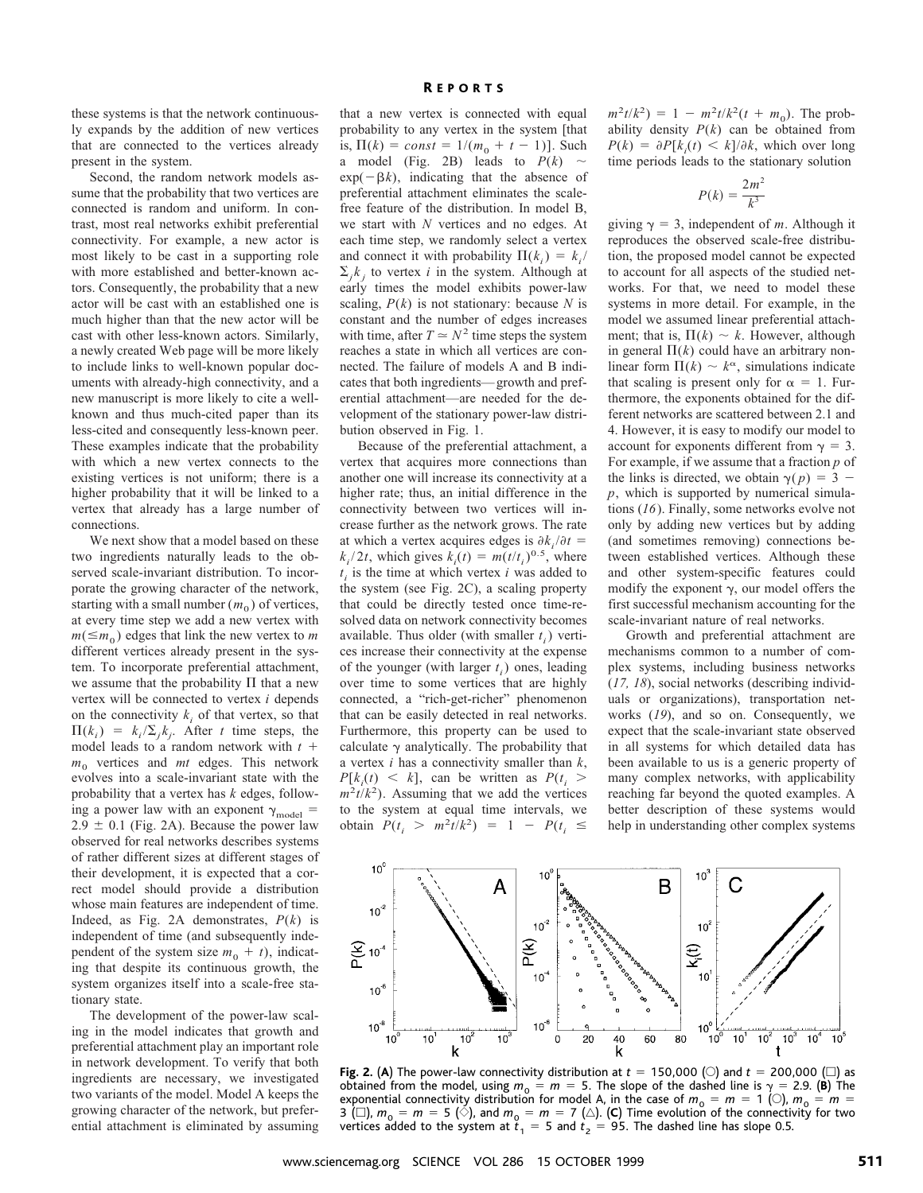these systems is that the network continuously expands by the addition of new vertices that are connected to the vertices already present in the system.

Second, the random network models assume that the probability that two vertices are connected is random and uniform. In contrast, most real networks exhibit preferential connectivity. For example, a new actor is most likely to be cast in a supporting role with more established and better-known actors. Consequently, the probability that a new actor will be cast with an established one is much higher than that the new actor will be cast with other less-known actors. Similarly, a newly created Web page will be more likely to include links to well-known popular documents with already-high connectivity, and a new manuscript is more likely to cite a well-known and thus much-cited paper than its less-cited and consequently less-known peer. These examples indicate that the probability with which a new vertex connects to the existing vertices is not uniform; there is a higher probability that it will be linked to a vertex that already has a large number of connections.

We next show that a model based on these two ingredients naturally leads to the observed scale-invariant distribution. To incorporate the growing character of the network, starting with a small number ($m_0$) of vertices, at every time step we add a new vertex with $m(\leq m_0)$ edges that link the new vertex to $m$ different vertices already present in the system. To incorporate preferential attachment, we assume that the probability $\Pi$ that a new vertex will be connected to vertex $i$ depends on the connectivity $k_i$ of that vertex, so that $\Pi(k_i) = k_i/\Sigma_j k_j$. After $t$ time steps, the model leads to a random network with $t + m_0$ vertices and $mt$ edges. This network evolves into a scale-invariant state with the probability that a vertex has $k$ edges, following a power law with an exponent $\gamma_{model} = 2.9 \pm 0.1$ (Fig. 2A). Because the power law observed for real networks describes systems of rather different sizes at different stages of their development, it is expected that a correct model should provide a distribution whose main features are independent of time. Indeed, as Fig. 2A demonstrates, $P(k)$ is independent of time (and subsequently independent of the system size $m_0 + t$), indicating that despite its continuous growth, the system organizes itself into a scale-free stationary state.

The development of the power-law scaling in the model indicates that growth and preferential attachment play an important role in network development. To verify that both ingredients are necessary, we investigated two variants of the model. Model A keeps the growing character of the network, but preferential attachment is eliminated by assuming that a new vertex is connected with equal probability to any vertex in the system [that is, $\Pi(k) = const = 1/(m_0 + t - 1)$]. Such a model (Fig. 2B) leads to $P(k) \sim \exp(-\beta k)$, indicating that the absence of preferential attachment eliminates the scale-free feature of the distribution. In model B, we start with $N$ vertices and no edges. At each time step, we randomly select a vertex and connect it with probability $\Pi(k_i) = k_i/\Sigma_j k_j$ to vertex $i$ in the system. Although at early times the model exhibits power-law scaling, $P(k)$ is not stationary: because $N$ is constant and the number of edges increases with time, after $T \simeq N^2$ time steps the system reaches a state in which all vertices are connected. The failure of models A and B indicates that both ingredients—growth and preferential attachment—are needed for the development of the stationary power-law distribution observed in Fig. 1.

Because of the preferential attachment, a vertex that acquires more connections than another one will increase its connectivity at a higher rate; thus, an initial difference in the connectivity between two vertices will increase further as the network grows. The rate at which a vertex acquires edges is $\partial k_i/\partial t = k_i/2t$, which gives $k_i(t) = m(t/t_i)^{0.5}$, where $t_i$ is the time at which vertex $i$ was added to the system (see Fig. 2C), a scaling property that could be directly tested once time-resolved data on network connectivity becomes available. Thus older (with smaller $t_i$) vertices increase their connectivity at the expense of the younger (with larger $t_i$) ones, leading over time to some vertices that are highly connected, a "rich-get-richer" phenomenon that can be easily detected in real networks. Furthermore, this property can be used to calculate $\gamma$ analytically. The probability that a vertex $i$ has a connectivity smaller than $k$, $P[k_i(t) < k]$, can be written as $P(t_i > m^2t/k^2)$. Assuming that we add the vertices to the system at equal time intervals, we obtain $P(t_i > m^2t/k^2) = 1 - P(t_i \leq m^2t/k^2) = 1 - m^2t/k^2(t + m_0)$. The probability density $P(k)$ can be obtained from $P(k) = \partial P[k_i(t) < k]/\partial k$, which over long time periods leads to the stationary solution

$$P(k) = \frac{2m^2}{k^3}$$

giving $\gamma = 3$, independent of $m$. Although it reproduces the observed scale-free distribution, the proposed model cannot be expected to account for all aspects of the studied networks. For that, we need to model these systems in more detail. For example, in the model we assumed linear preferential attachment; that is, $\Pi(k) \sim k$. However, although in general $\Pi(k)$ could have an arbitrary nonlinear form $\Pi(k) \sim k^\alpha$, simulations indicate that scaling is present only for $\alpha = 1$. Furthermore, the exponents obtained for the different networks are scattered between 2.1 and 4. However, it is easy to modify our model to account for exponents different from $\gamma = 3$. For example, if we assume that a fraction $p$ of the links is directed, we obtain $\gamma(p) = 3 - p$, which is supported by numerical simulations (16). Finally, some networks evolve not only by adding new vertices but by adding (and sometimes removing) connections between established vertices. Although these and other system-specific features could modify the exponent $\gamma$, our model offers the first successful mechanism accounting for the scale-invariant nature of real networks.

Growth and preferential attachment are mechanisms common to a number of complex systems, including business networks (17, 18), social networks (describing individuals or organizations), transportation networks (19), and so on. Consequently, we expect that the scale-invariant state observed in all systems for which detailed data has been available to us is a generic property of many complex networks, with applicability reaching far beyond the quoted examples. A better description of these systems would help in understanding other complex systems

**Fig. 2.** (**A**) The power-law connectivity distribution at $t$ = 150,000 (○) and $t$ = 200,000 (□) as obtained from the model, using $m_0 = m = 5$. The slope of the dashed line is $\gamma = 2.9$. (**B**) The exponential connectivity distribution for model A, in the case of $m_0 = m = 1$ (○), $m_0 = m = 3$ (□), $m_0 = m = 5$ (◇), and $m_0 = m = 7$ (△). (**C**) Time evolution of the connectivity for two vertices added to the system at $t_1 = 5$ and $t_2 = 95$. The dashed line has slope 0.5.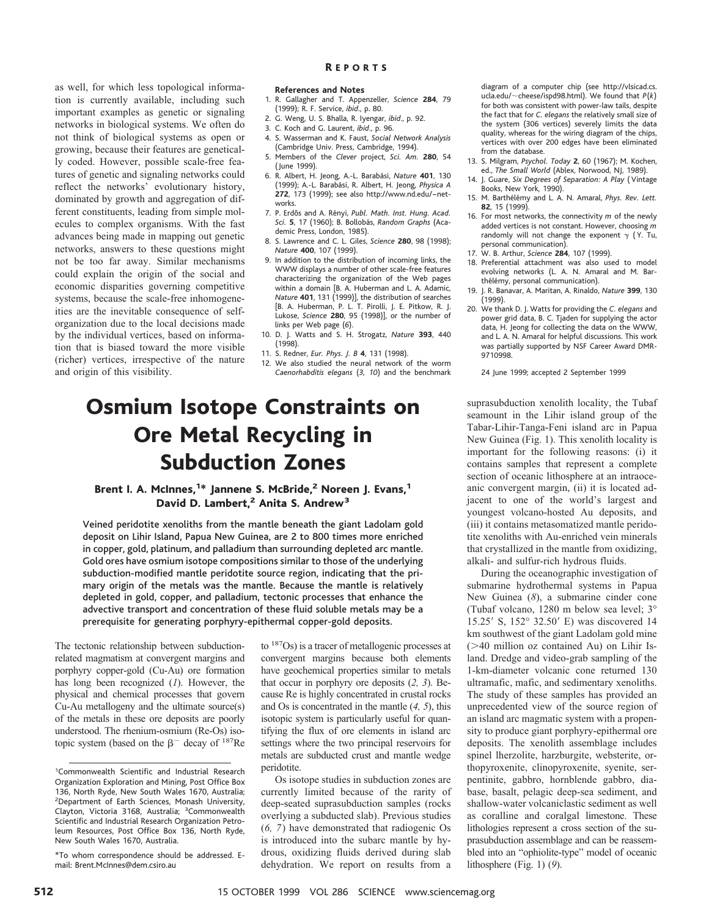as well, for which less topological information is currently available, including such important examples as genetic or signaling networks in biological systems. We often do not think of biological systems as open or growing, because their features are genetically coded. However, possible scale-free features of genetic and signaling networks could reflect the networks' evolutionary history, dominated by growth and aggregation of different constituents, leading from simple molecules to complex organisms. With the fast advances being made in mapping out genetic networks, answers to these questions might not be too far away. Similar mechanisms could explain the origin of the social and economic disparities governing competitive systems, because the scale-free inhomogeneities are the inevitable consequence of self-organization due to the local decisions made by the individual vertices, based on information that is biased toward the more visible (richer) vertices, irrespective of the nature and origin of this visibility.

**References and Notes**

1. R. Gallagher and T. Appenzeller, *Science* **284**, 79 (1999); R. F. Service, *ibid.*, p. 80.
2. G. Weng, U. S. Bhalla, R. Iyengar, *ibid.*, p. 92.
3. C. Koch and G. Laurent, *ibid.*, p. 96.
4. S. Wasserman and K. Faust, *Social Network Analysis* (Cambridge Univ. Press, Cambridge, 1994).
5. Members of the *Clever* project, *Sci. Am.* **280**, 54 (June 1999).
6. R. Albert, H. Jeong, A.-L. Barabási, *Nature* **401**, 130 (1999); A.-L. Barabási, R. Albert, H. Jeong, *Physica A* **272**, 173 (1999); see also http://www.nd.edu/~networks.
7. P. Erdős and A. Rényi, *Publ. Math. Inst. Hung. Acad. Sci.* **5**, 17 (1960); B. Bollobás, *Random Graphs* (Academic Press, London, 1985).
8. S. Lawrence and C. L. Giles, *Science* **280**, 98 (1998); *Nature* **400**, 107 (1999).
9. In addition to the distribution of incoming links, the WWW displays a number of other scale-free features characterizing the organization of the Web pages within a domain [B. A. Huberman and L. A. Adamic, *Nature* **401**, 131 (1999)], the distribution of searches [B. A. Huberman, P. L. T. Pirolli, J. E. Pitkow, R. J. Lukose, *Science* **280**, 95 (1998)], or the number of links per Web page (*6*).
10. D. J. Watts and S. H. Strogatz, *Nature* **393**, 440 (1998).
11. S. Redner, *Eur. Phys. J. B* **4**, 131 (1998).
12. We also studied the neural network of the worm *Caenorhabditis elegans* (*3, 10*) and the benchmark diagram of a computer chip (see http://vlsicad.cs.ucla.edu/~cheese/ispd98.html). We found that $P(k)$ for both was consistent with power-law tails, despite the fact that for *C. elegans* the relatively small size of the system (306 vertices) severely limits the data quality, whereas for the wiring diagram of the chips, vertices with over 200 edges have been eliminated from the database.
13. S. Milgram, *Psychol. Today* **2**, 60 (1967); M. Kochen, ed., *The Small World* (Ablex, Norwood, NJ, 1989).
14. J. Guare, *Six Degrees of Separation: A Play* (Vintage Books, New York, 1990).
15. M. Barthélémy and L. A. N. Amaral, *Phys. Rev. Lett.* **82**, 15 (1999).
16. For most networks, the connectivity $m$ of the newly added vertices is not constant. However, choosing $m$ randomly will not change the exponent $\gamma$ (Y. Tu, personal communication).
17. W. B. Arthur, *Science* **284**, 107 (1999).
18. Preferential attachment was also used to model evolving networks (L. A. N. Amaral and M. Barthélémy, personal communication).
19. J. R. Banavar, A. Maritan, A. Rinaldo, *Nature* **399**, 130 (1999).
20. We thank D. J. Watts for providing the *C. elegans* and power grid data, B. C. Tjaden for supplying the actor data, H. Jeong for collecting the data on the WWW, and L. A. N. Amaral for helpful discussions. This work was partially supported by NSF Career Award DMR-9710998.

24 June 1999; accepted 2 September 1999

# Osmium Isotope Constraints on Ore Metal Recycling in Subduction Zones

**Brent I. A. McInnes,[1]* Jannene S. McBride,[2] Noreen J. Evans,[1] David D. Lambert,[2] Anita S. Andrew[3]**

**Veined peridotite xenoliths from the mantle beneath the giant Ladolam gold deposit on Lihir Island, Papua New Guinea, are 2 to 800 times more enriched in copper, gold, platinum, and palladium than surrounding depleted arc mantle. Gold ores have osmium isotope compositions similar to those of the underlying subduction-modified mantle peridotite source region, indicating that the primary origin of the metals was the mantle. Because the mantle is relatively depleted in gold, copper, and palladium, tectonic processes that enhance the advective transport and concentration of these fluid soluble metals may be a prerequisite for generating porphyry-epithermal copper-gold deposits.**

The tectonic relationship between subduction-related magmatism at convergent margins and porphyry copper-gold (Cu-Au) ore formation has long been recognized (*1*). However, the physical and chemical processes that govern Cu-Au metallogeny and the ultimate source(s) of the metals in these ore deposits are poorly understood. The rhenium-osmium (Re-Os) isotopic system (based on the $\beta^-$ decay of $^{187}$Re to $^{187}$Os) is a tracer of metallogenic processes at convergent margins because both elements have geochemical properties similar to metals that occur in porphyry ore deposits (*2, 3*). Because Re is highly concentrated in crustal rocks and Os is concentrated in the mantle (*4, 5*), this isotopic system is particularly useful for quantifying the flux of ore elements in island arc settings where the two principal reservoirs for metals are subducted crust and mantle wedge peridotite.

Os isotope studies in subduction zones are currently limited because of the rarity of deep-seated suprasubduction samples (rocks overlying a subducted slab). Previous studies (*6, 7*) have demonstrated that radiogenic Os is introduced into the subarc mantle by hydrous, oxidizing fluids derived during slab dehydration. We report on results from a suprasubduction xenolith locality, the Tubaf seamount in the Lihir island group of the Tabar-Lihir-Tanga-Feni island arc in Papua New Guinea (Fig. 1). This xenolith locality is important for the following reasons: (i) it contains samples that represent a complete section of oceanic lithosphere at an intraoceanic convergent margin, (ii) it is located adjacent to one of the world's largest and youngest volcano-hosted Au deposits, and (iii) it contains metasomatized mantle peridotite xenoliths with Au-enriched vein minerals that crystallized in the mantle from oxidizing, alkali- and sulfur-rich hydrous fluids.

During the oceanographic investigation of submarine hydrothermal systems in Papua New Guinea (*8*), a submarine cinder cone (Tubaf volcano, 1280 m below sea level; 3° 15.25′ S, 152° 32.50′ E) was discovered 14 km southwest of the giant Ladolam gold mine (>40 million oz contained Au) on Lihir Island. Dredge and video-grab sampling of the 1-km-diameter volcanic cone returned 130 ultramafic, mafic, and sedimentary xenoliths. The study of these samples has provided an unprecedented view of the source region of an island arc magmatic system with a propensity to produce giant porphyry-epithermal ore deposits. The xenolith assemblage includes spinel lherzolite, harzburgite, websterite, orthopyroxenite, clinopyroxenite, syenite, serpentinite, gabbro, hornblende gabbro, diabase, basalt, pelagic deep-sea sediment, and shallow-water volcaniclastic sediment as well as coralline and coralgal limestone. These lithologies represent a cross section of the suprasubduction assemblage and can be reassembled into an "ophiolite-type" model of oceanic lithosphere (Fig. 1) (*9*).

[1]Commonwealth Scientific and Industrial Research Organization Exploration and Mining, Post Office Box 136, North Ryde, New South Wales 1670, Australia; [2]Department of Earth Sciences, Monash University, Clayton, Victoria 3168, Australia; [3]Commonwealth Scientific and Industrial Research Organization Petroleum Resources, Post Office Box 136, North Ryde, New South Wales 1670, Australia.

*To whom correspondence should be addressed. E-mail: Brent.McInnes@dem.csiro.au